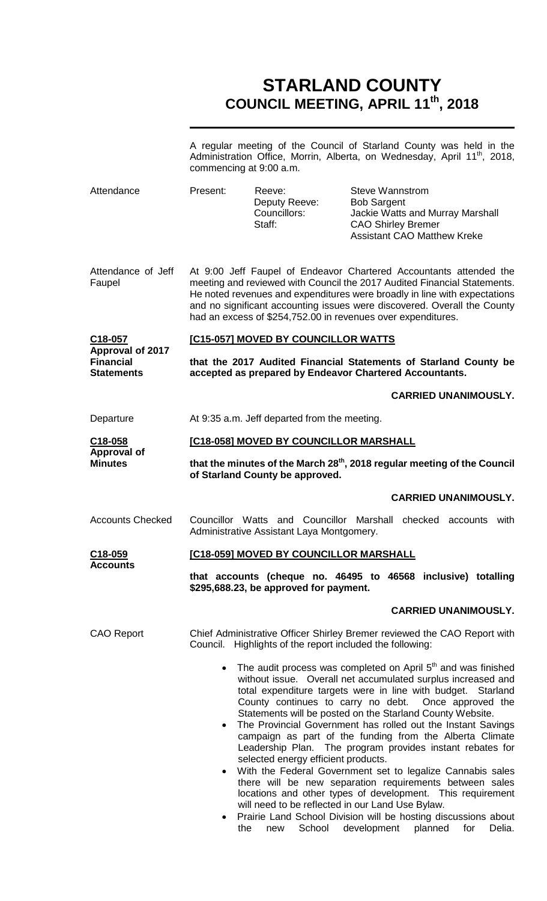# STARLAND COUNTY
## COUNCIL MEETING, APRIL 11th, 2018

A regular meeting of the Council of Starland County was held in the Administration Office, Morrin, Alberta, on Wednesday, April 11th, 2018, commencing at 9:00 a.m.

**Attendance**

| Present: | Reeve: | Steve Wannstrom |
|---|---|---|
| | Deputy Reeve: | Bob Sargent |
| | Councillors: | Jackie Watts and Murray Marshall |
| | Staff: | CAO Shirley Bremer |
| | | Assistant CAO Matthew Kreke |

**Attendance of Jeff Faupel**

At 9:00 Jeff Faupel of Endeavor Chartered Accountants attended the meeting and reviewed with Council the 2017 Audited Financial Statements. He noted revenues and expenditures were broadly in line with expectations and no significant accounting issues were discovered. Overall the County had an excess of $254,752.00 in revenues over expenditures.

**C18-057 Approval of 2017 Financial Statements**

**[C15-057] MOVED BY COUNCILLOR WATTS**

**that the 2017 Audited Financial Statements of Starland County be accepted as prepared by Endeavor Chartered Accountants.**

**CARRIED UNANIMOUSLY.**

**Departure**

At 9:35 a.m. Jeff departed from the meeting.

**C18-058 Approval of Minutes**

**[C18-058] MOVED BY COUNCILLOR MARSHALL**

**that the minutes of the March 28th, 2018 regular meeting of the Council of Starland County be approved.**

**CARRIED UNANIMOUSLY.**

**Accounts Checked**

Councillor Watts and Councillor Marshall checked accounts with Administrative Assistant Laya Montgomery.

**C18-059 Accounts**

**[C18-059] MOVED BY COUNCILLOR MARSHALL**

**that accounts (cheque no. 46495 to 46568 inclusive) totalling $295,688.23, be approved for payment.**

**CARRIED UNANIMOUSLY.**

**CAO Report**

Chief Administrative Officer Shirley Bremer reviewed the CAO Report with Council. Highlights of the report included the following:

- The audit process was completed on April 5th and was finished without issue. Overall net accumulated surplus increased and total expenditure targets were in line with budget. Starland County continues to carry no debt. Once approved the Statements will be posted on the Starland County Website.
- The Provincial Government has rolled out the Instant Savings campaign as part of the funding from the Alberta Climate Leadership Plan. The program provides instant rebates for selected energy efficient products.
- With the Federal Government set to legalize Cannabis sales there will be new separation requirements between sales locations and other types of development. This requirement will need to be reflected in our Land Use Bylaw.
- Prairie Land School Division will be hosting discussions about the new School development planned for Delia.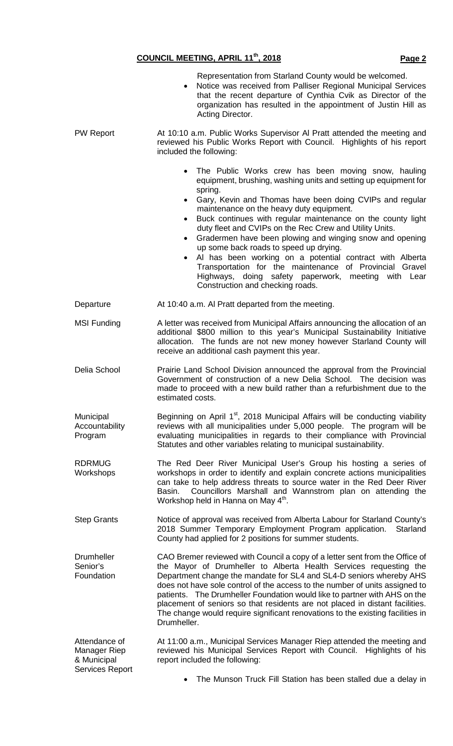Representation from Starland County would be welcomed.

- Notice was received from Palliser Regional Municipal Services that the recent departure of Cynthia Cvik as Director of the organization has resulted in the appointment of Justin Hill as Acting Director.

**PW Report**

At 10:10 a.m. Public Works Supervisor Al Pratt attended the meeting and reviewed his Public Works Report with Council. Highlights of his report included the following:

- The Public Works crew has been moving snow, hauling equipment, brushing, washing units and setting up equipment for spring.
- Gary, Kevin and Thomas have been doing CVIPs and regular maintenance on the heavy duty equipment.
- Buck continues with regular maintenance on the county light duty fleet and CVIPs on the Rec Crew and Utility Units.
- Gradermen have been plowing and winging snow and opening up some back roads to speed up drying.
- Al has been working on a potential contract with Alberta Transportation for the maintenance of Provincial Gravel Highways, doing safety paperwork, meeting with Lear Construction and checking roads.

**Departure**

At 10:40 a.m. Al Pratt departed from the meeting.

**MSI Funding**

A letter was received from Municipal Affairs announcing the allocation of an additional $800 million to this year's Municipal Sustainability Initiative allocation. The funds are not new money however Starland County will receive an additional cash payment this year.

**Delia School**

Prairie Land School Division announced the approval from the Provincial Government of construction of a new Delia School. The decision was made to proceed with a new build rather than a refurbishment due to the estimated costs.

**Municipal Accountability Program**

Beginning on April 1st, 2018 Municipal Affairs will be conducting viability reviews with all municipalities under 5,000 people. The program will be evaluating municipalities in regards to their compliance with Provincial Statutes and other variables relating to municipal sustainability.

**RDRMUG Workshops**

The Red Deer River Municipal User's Group his hosting a series of workshops in order to identify and explain concrete actions municipalities can take to help address threats to source water in the Red Deer River Basin. Councillors Marshall and Wannstrom plan on attending the Workshop held in Hanna on May 4th.

**Step Grants**

Notice of approval was received from Alberta Labour for Starland County's 2018 Summer Temporary Employment Program application. Starland County had applied for 2 positions for summer students.

**Drumheller Senior's Foundation**

CAO Bremer reviewed with Council a copy of a letter sent from the Office of the Mayor of Drumheller to Alberta Health Services requesting the Department change the mandate for SL4 and SL4-D seniors whereby AHS does not have sole control of the access to the number of units assigned to patients. The Drumheller Foundation would like to partner with AHS on the placement of seniors so that residents are not placed in distant facilities. The change would require significant renovations to the existing facilities in Drumheller.

**Attendance of Manager Riep & Municipal Services Report**

At 11:00 a.m., Municipal Services Manager Riep attended the meeting and reviewed his Municipal Services Report with Council. Highlights of his report included the following:

- The Munson Truck Fill Station has been stalled due a delay in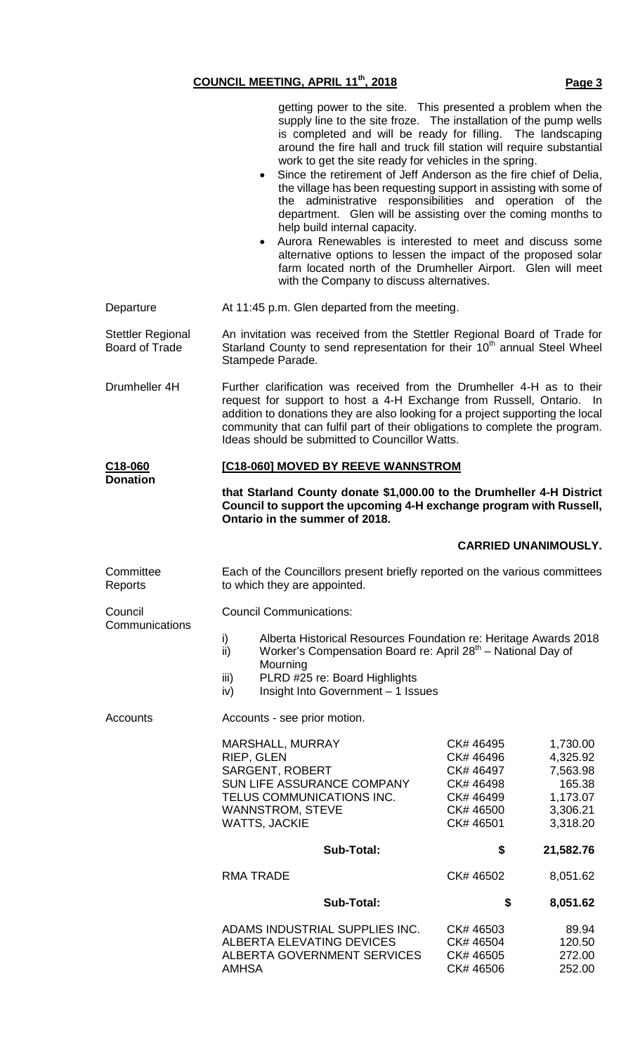getting power to the site. This presented a problem when the supply line to the site froze. The installation of the pump wells is completed and will be ready for filling. The landscaping around the fire hall and truck fill station will require substantial work to get the site ready for vehicles in the spring.

- Since the retirement of Jeff Anderson as the fire chief of Delia, the village has been requesting support in assisting with some of the administrative responsibilities and operation of the department. Glen will be assisting over the coming months to help build internal capacity.
- Aurora Renewables is interested to meet and discuss some alternative options to lessen the impact of the proposed solar farm located north of the Drumheller Airport. Glen will meet with the Company to discuss alternatives.

**Departure**

At 11:45 p.m. Glen departed from the meeting.

**Stettler Regional Board of Trade**

An invitation was received from the Stettler Regional Board of Trade for Starland County to send representation for their 10th annual Steel Wheel Stampede Parade.

**Drumheller 4H**

Further clarification was received from the Drumheller 4-H as to their request for support to host a 4-H Exchange from Russell, Ontario. In addition to donations they are also looking for a project supporting the local community that can fulfil part of their obligations to complete the program. Ideas should be submitted to Councillor Watts.

**C18-060**
**Donation**

**[C18-060] MOVED BY REEVE WANNSTROM**

**that Starland County donate $1,000.00 to the Drumheller 4-H District Council to support the upcoming 4-H exchange program with Russell, Ontario in the summer of 2018.**

**CARRIED UNANIMOUSLY.**

**Committee Reports**

Each of the Councillors present briefly reported on the various committees to which they are appointed.

**Council Communications**

Council Communications:

i) Alberta Historical Resources Foundation re: Heritage Awards 2018
ii) Worker's Compensation Board re: April 28th – National Day of Mourning
iii) PLRD #25 re: Board Highlights
iv) Insight Into Government – 1 Issues

**Accounts**

Accounts - see prior motion.

| | | |
|---|---|---|
| MARSHALL, MURRAY | CK# 46495 | 1,730.00 |
| RIEP, GLEN | CK# 46496 | 4,325.92 |
| SARGENT, ROBERT | CK# 46497 | 7,563.98 |
| SUN LIFE ASSURANCE COMPANY | CK# 46498 | 165.38 |
| TELUS COMMUNICATIONS INC. | CK# 46499 | 1,173.07 |
| WANNSTROM, STEVE | CK# 46500 | 3,306.21 |
| WATTS, JACKIE | CK# 46501 | 3,318.20 |
| **Sub-Total:** | **$** | **21,582.76** |
| RMA TRADE | CK# 46502 | 8,051.62 |
| **Sub-Total:** | **$** | **8,051.62** |
| ADAMS INDUSTRIAL SUPPLIES INC. | CK# 46503 | 89.94 |
| ALBERTA ELEVATING DEVICES | CK# 46504 | 120.50 |
| ALBERTA GOVERNMENT SERVICES | CK# 46505 | 272.00 |
| AMHSA | CK# 46506 | 252.00 |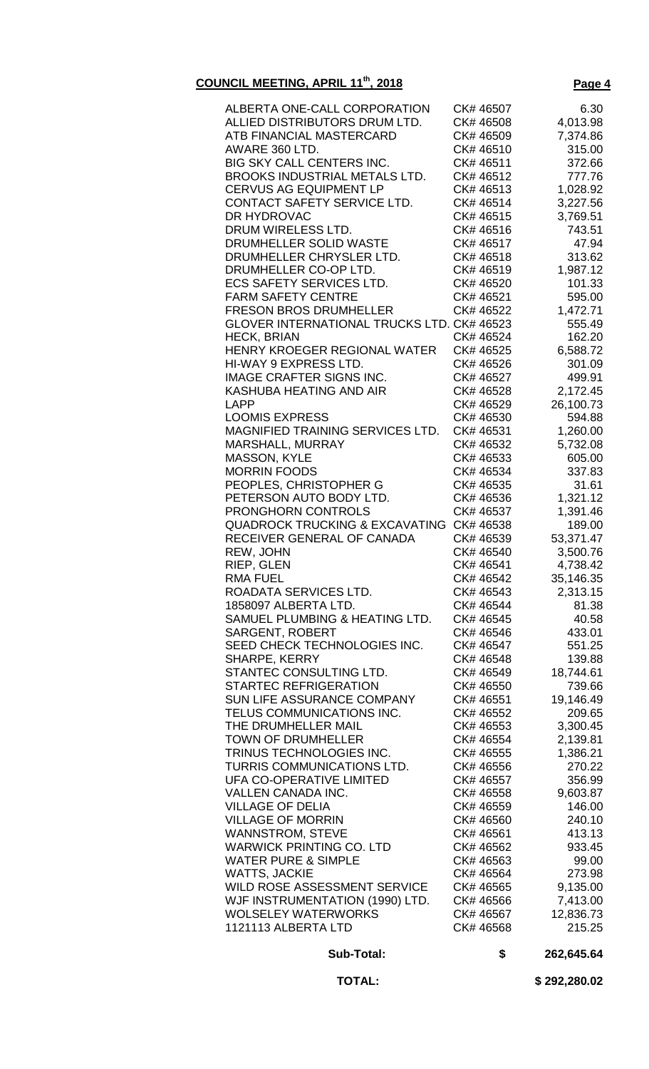**COUNCIL MEETING, APRIL 11th, 2018**

| | | |
|---|---|---|
| ALBERTA ONE-CALL CORPORATION | CK# 46507 | 6.30 |
| ALLIED DISTRIBUTORS DRUM LTD. | CK# 46508 | 4,013.98 |
| ATB FINANCIAL MASTERCARD | CK# 46509 | 7,374.86 |
| AWARE 360 LTD. | CK# 46510 | 315.00 |
| BIG SKY CALL CENTERS INC. | CK# 46511 | 372.66 |
| BROOKS INDUSTRIAL METALS LTD. | CK# 46512 | 777.76 |
| CERVUS AG EQUIPMENT LP | CK# 46513 | 1,028.92 |
| CONTACT SAFETY SERVICE LTD. | CK# 46514 | 3,227.56 |
| DR HYDROVAC | CK# 46515 | 3,769.51 |
| DRUM WIRELESS LTD. | CK# 46516 | 743.51 |
| DRUMHELLER SOLID WASTE | CK# 46517 | 47.94 |
| DRUMHELLER CHRYSLER LTD. | CK# 46518 | 313.62 |
| DRUMHELLER CO-OP LTD. | CK# 46519 | 1,987.12 |
| ECS SAFETY SERVICES LTD. | CK# 46520 | 101.33 |
| FARM SAFETY CENTRE | CK# 46521 | 595.00 |
| FRESON BROS DRUMHELLER | CK# 46522 | 1,472.71 |
| GLOVER INTERNATIONAL TRUCKS LTD. | CK# 46523 | 555.49 |
| HECK, BRIAN | CK# 46524 | 162.20 |
| HENRY KROEGER REGIONAL WATER | CK# 46525 | 6,588.72 |
| HI-WAY 9 EXPRESS LTD. | CK# 46526 | 301.09 |
| IMAGE CRAFTER SIGNS INC. | CK# 46527 | 499.91 |
| KASHUBA HEATING AND AIR | CK# 46528 | 2,172.45 |
| LAPP | CK# 46529 | 26,100.73 |
| LOOMIS EXPRESS | CK# 46530 | 594.88 |
| MAGNIFIED TRAINING SERVICES LTD. | CK# 46531 | 1,260.00 |
| MARSHALL, MURRAY | CK# 46532 | 5,732.08 |
| MASSON, KYLE | CK# 46533 | 605.00 |
| MORRIN FOODS | CK# 46534 | 337.83 |
| PEOPLES, CHRISTOPHER G | CK# 46535 | 31.61 |
| PETERSON AUTO BODY LTD. | CK# 46536 | 1,321.12 |
| PRONGHORN CONTROLS | CK# 46537 | 1,391.46 |
| QUADROCK TRUCKING & EXCAVATING | CK# 46538 | 189.00 |
| RECEIVER GENERAL OF CANADA | CK# 46539 | 53,371.47 |
| REW, JOHN | CK# 46540 | 3,500.76 |
| RIEP, GLEN | CK# 46541 | 4,738.42 |
| RMA FUEL | CK# 46542 | 35,146.35 |
| ROADATA SERVICES LTD. | CK# 46543 | 2,313.15 |
| 1858097 ALBERTA LTD. | CK# 46544 | 81.38 |
| SAMUEL PLUMBING & HEATING LTD. | CK# 46545 | 40.58 |
| SARGENT, ROBERT | CK# 46546 | 433.01 |
| SEED CHECK TECHNOLOGIES INC. | CK# 46547 | 551.25 |
| SHARPE, KERRY | CK# 46548 | 139.88 |
| STANTEC CONSULTING LTD. | CK# 46549 | 18,744.61 |
| STARTEC REFRIGERATION | CK# 46550 | 739.66 |
| SUN LIFE ASSURANCE COMPANY | CK# 46551 | 19,146.49 |
| TELUS COMMUNICATIONS INC. | CK# 46552 | 209.65 |
| THE DRUMHELLER MAIL | CK# 46553 | 3,300.45 |
| TOWN OF DRUMHELLER | CK# 46554 | 2,139.81 |
| TRINUS TECHNOLOGIES INC. | CK# 46555 | 1,386.21 |
| TURRIS COMMUNICATIONS LTD. | CK# 46556 | 270.22 |
| UFA CO-OPERATIVE LIMITED | CK# 46557 | 356.99 |
| VALLEN CANADA INC. | CK# 46558 | 9,603.87 |
| VILLAGE OF DELIA | CK# 46559 | 146.00 |
| VILLAGE OF MORRIN | CK# 46560 | 240.10 |
| WANNSTROM, STEVE | CK# 46561 | 413.13 |
| WARWICK PRINTING CO. LTD | CK# 46562 | 933.45 |
| WATER PURE & SIMPLE | CK# 46563 | 99.00 |
| WATTS, JACKIE | CK# 46564 | 273.98 |
| WILD ROSE ASSESSMENT SERVICE | CK# 46565 | 9,135.00 |
| WJF INSTRUMENTATION (1990) LTD. | CK# 46566 | 7,413.00 |
| WOLSELEY WATERWORKS | CK# 46567 | 12,836.73 |
| 1121113 ALBERTA LTD | CK# 46568 | 215.25 |
| **Sub-Total:** | **$** | **262,645.64** |
| **TOTAL:** | | **$ 292,280.02** |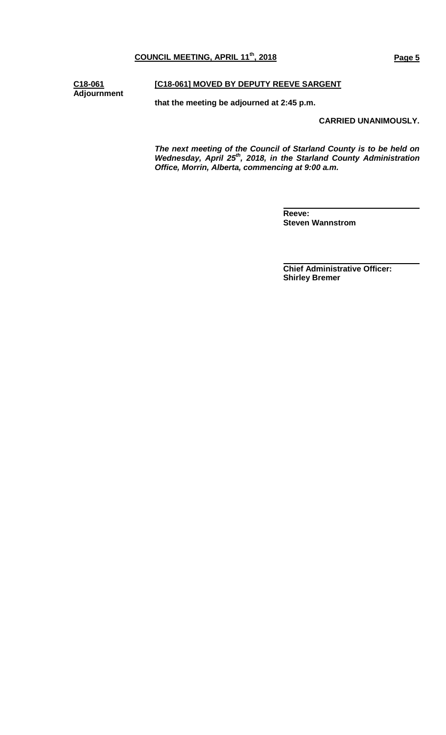**C18-061**
**Adjournment**

**[C18-061] MOVED BY DEPUTY REEVE SARGENT**

**that the meeting be adjourned at 2:45 p.m.**

**CARRIED UNANIMOUSLY.**

***The next meeting of the Council of Starland County is to be held on Wednesday, April 25th, 2018, in the Starland County Administration Office, Morrin, Alberta, commencing at 9:00 a.m.***

______________________________
**Reeve:**
**Steven Wannstrom**

______________________________
**Chief Administrative Officer:**
**Shirley Bremer**